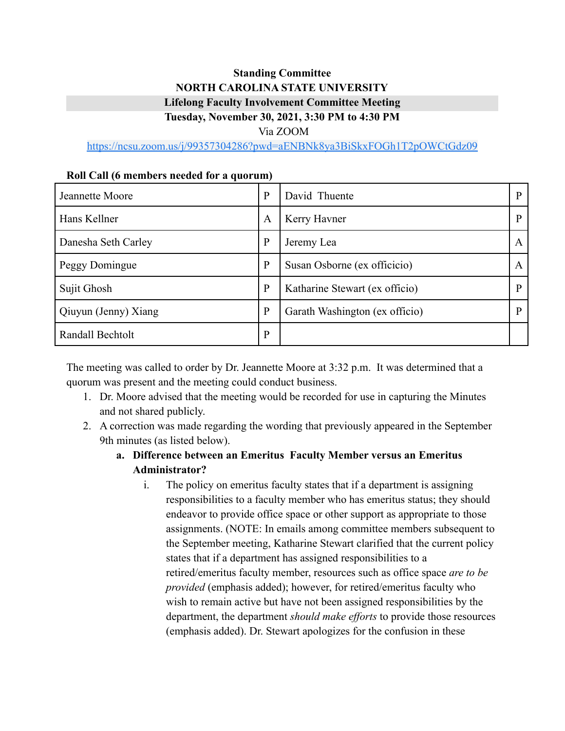**Standing Committee**
**NORTH CAROLINA STATE UNIVERSITY**
**Lifelong Faculty Involvement Committee Meeting**
**Tuesday, November 30, 2021, 3:30 PM to 4:30 PM**
Via ZOOM
https://ncsu.zoom.us/j/99357304286?pwd=aENBNk8ya3BiSkxFOGh1T2pOWCtGdz09

**Roll Call (6 members needed for a quorum)**

| | | | |
|---|---|---|---|
| Jeannette Moore | P | David Thuente | P |
| Hans Kellner | A | Kerry Havner | P |
| Danesha Seth Carley | P | Jeremy Lea | A |
| Peggy Domingue | P | Susan Osborne (ex officicio) | A |
| Sujit Ghosh | P | Katharine Stewart (ex officio) | P |
| Qiuyun (Jenny) Xiang | P | Garath Washington (ex officio) | P |
| Randall Bechtolt | P | | |

The meeting was called to order by Dr. Jeannette Moore at 3:32 p.m. It was determined that a quorum was present and the meeting could conduct business.

1. Dr. Moore advised that the meeting would be recorded for use in capturing the Minutes and not shared publicly.
2. A correction was made regarding the wording that previously appeared in the September 9th minutes (as listed below).
   a. **Difference between an Emeritus Faculty Member versus an Emeritus Administrator?**
      i. The policy on emeritus faculty states that if a department is assigning responsibilities to a faculty member who has emeritus status; they should endeavor to provide office space or other support as appropriate to those assignments. (NOTE: In emails among committee members subsequent to the September meeting, Katharine Stewart clarified that the current policy states that if a department has assigned responsibilities to a retired/emeritus faculty member, resources such as office space *are to be provided* (emphasis added); however, for retired/emeritus faculty who wish to remain active but have not been assigned responsibilities by the department, the department *should make efforts* to provide those resources (emphasis added). Dr. Stewart apologizes for the confusion in these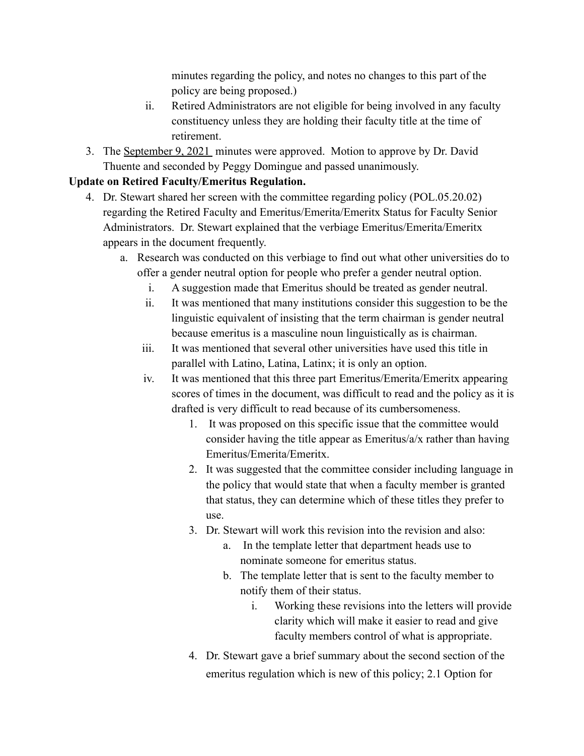minutes regarding the policy, and notes no changes to this part of the policy are being proposed.)

   ii. Retired Administrators are not eligible for being involved in any faculty constituency unless they are holding their faculty title at the time of retirement.

3. The September 9, 2021 minutes were approved. Motion to approve by Dr. David Thuente and seconded by Peggy Domingue and passed unanimously.

**Update on Retired Faculty/Emeritus Regulation.**

4. Dr. Stewart shared her screen with the committee regarding policy (POL.05.20.02) regarding the Retired Faculty and Emeritus/Emerita/Emeritx Status for Faculty Senior Administrators. Dr. Stewart explained that the verbiage Emeritus/Emerita/Emeritx appears in the document frequently.
   a. Research was conducted on this verbiage to find out what other universities do to offer a gender neutral option for people who prefer a gender neutral option.
      i. A suggestion made that Emeritus should be treated as gender neutral.
      ii. It was mentioned that many institutions consider this suggestion to be the linguistic equivalent of insisting that the term chairman is gender neutral because emeritus is a masculine noun linguistically as is chairman.
      iii. It was mentioned that several other universities have used this title in parallel with Latino, Latina, Latinx; it is only an option.
      iv. It was mentioned that this three part Emeritus/Emerita/Emeritx appearing scores of times in the document, was difficult to read and the policy as it is drafted is very difficult to read because of its cumbersomeness.
         1. It was proposed on this specific issue that the committee would consider having the title appear as Emeritus/a/x rather than having Emeritus/Emerita/Emeritx.
         2. It was suggested that the committee consider including language in the policy that would state that when a faculty member is granted that status, they can determine which of these titles they prefer to use.
         3. Dr. Stewart will work this revision into the revision and also:
            a. In the template letter that department heads use to nominate someone for emeritus status.
            b. The template letter that is sent to the faculty member to notify them of their status.
               i. Working these revisions into the letters will provide clarity which will make it easier to read and give faculty members control of what is appropriate.
         4. Dr. Stewart gave a brief summary about the second section of the emeritus regulation which is new of this policy; 2.1 Option for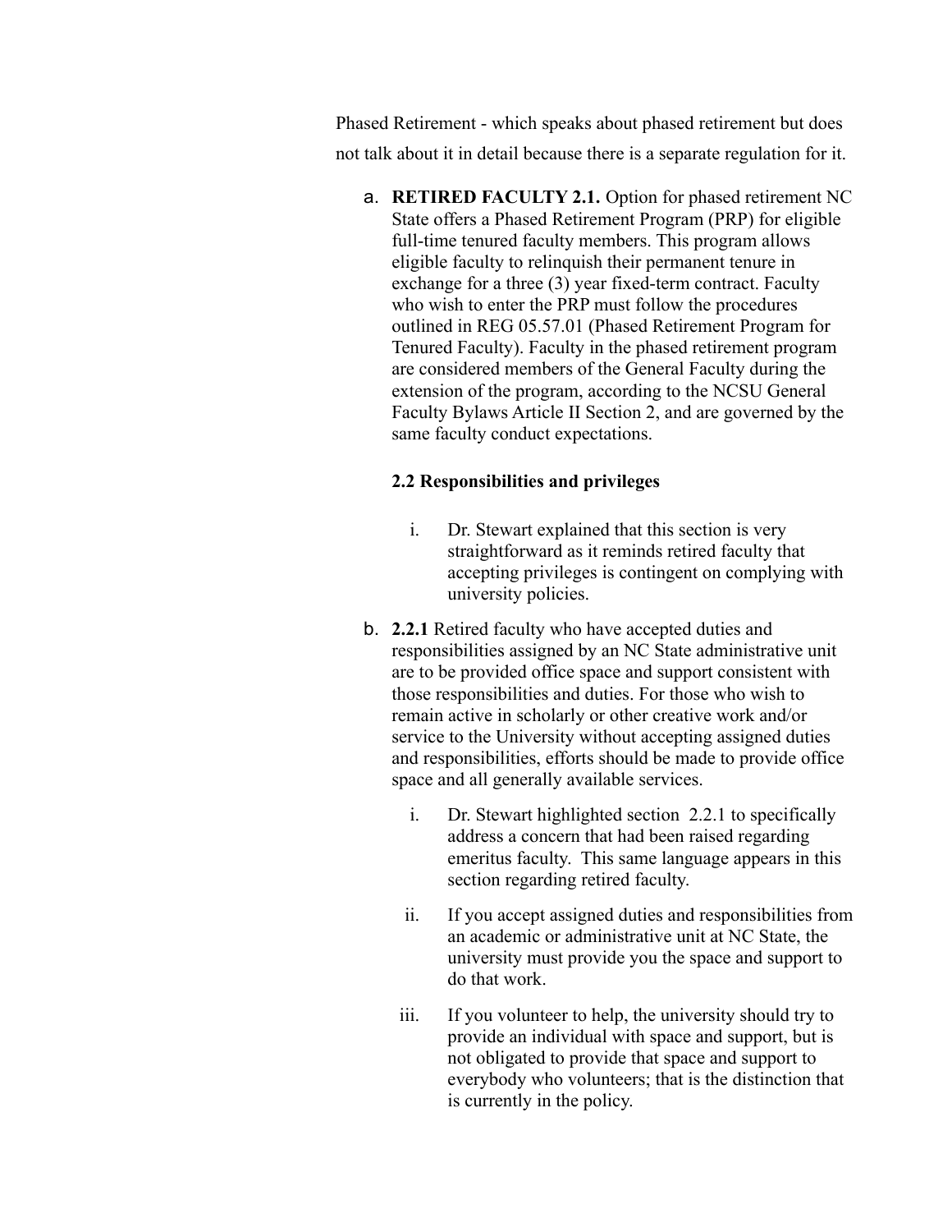Phased Retirement - which speaks about phased retirement but does not talk about it in detail because there is a separate regulation for it.

a. **RETIRED FACULTY 2.1.** Option for phased retirement NC State offers a Phased Retirement Program (PRP) for eligible full-time tenured faculty members. This program allows eligible faculty to relinquish their permanent tenure in exchange for a three (3) year fixed-term contract. Faculty who wish to enter the PRP must follow the procedures outlined in REG 05.57.01 (Phased Retirement Program for Tenured Faculty). Faculty in the phased retirement program are considered members of the General Faculty during the extension of the program, according to the NCSU General Faculty Bylaws Article II Section 2, and are governed by the same faculty conduct expectations.

   **2.2 Responsibilities and privileges**

   i. Dr. Stewart explained that this section is very straightforward as it reminds retired faculty that accepting privileges is contingent on complying with university policies.

b. **2.2.1** Retired faculty who have accepted duties and responsibilities assigned by an NC State administrative unit are to be provided office space and support consistent with those responsibilities and duties. For those who wish to remain active in scholarly or other creative work and/or service to the University without accepting assigned duties and responsibilities, efforts should be made to provide office space and all generally available services.

   i. Dr. Stewart highlighted section 2.2.1 to specifically address a concern that had been raised regarding emeritus faculty. This same language appears in this section regarding retired faculty.

   ii. If you accept assigned duties and responsibilities from an academic or administrative unit at NC State, the university must provide you the space and support to do that work.

   iii. If you volunteer to help, the university should try to provide an individual with space and support, but is not obligated to provide that space and support to everybody who volunteers; that is the distinction that is currently in the policy.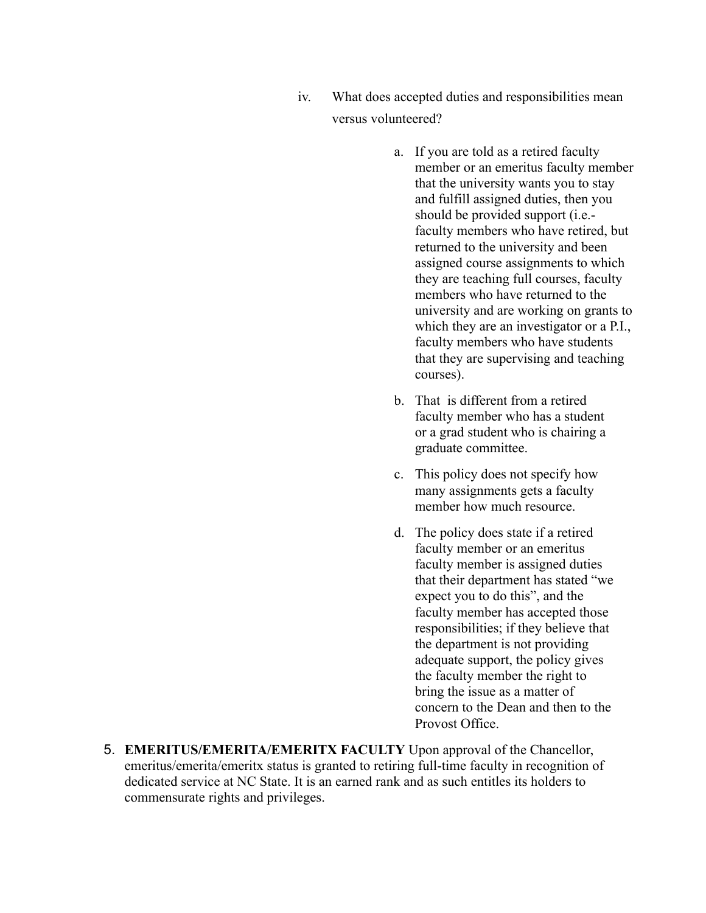iv. What does accepted duties and responsibilities mean versus volunteered?

a. If you are told as a retired faculty member or an emeritus faculty member that the university wants you to stay and fulfill assigned duties, then you should be provided support (i.e.- faculty members who have retired, but returned to the university and been assigned course assignments to which they are teaching full courses, faculty members who have returned to the university and are working on grants to which they are an investigator or a P.I., faculty members who have students that they are supervising and teaching courses).

b. That is different from a retired faculty member who has a student or a grad student who is chairing a graduate committee.

c. This policy does not specify how many assignments gets a faculty member how much resource.

d. The policy does state if a retired faculty member or an emeritus faculty member is assigned duties that their department has stated "we expect you to do this", and the faculty member has accepted those responsibilities; if they believe that the department is not providing adequate support, the policy gives the faculty member the right to bring the issue as a matter of concern to the Dean and then to the Provost Office.

5. **EMERITUS/EMERITA/EMERITX FACULTY** Upon approval of the Chancellor, emeritus/emerita/emeritx status is granted to retiring full-time faculty in recognition of dedicated service at NC State. It is an earned rank and as such entitles its holders to commensurate rights and privileges.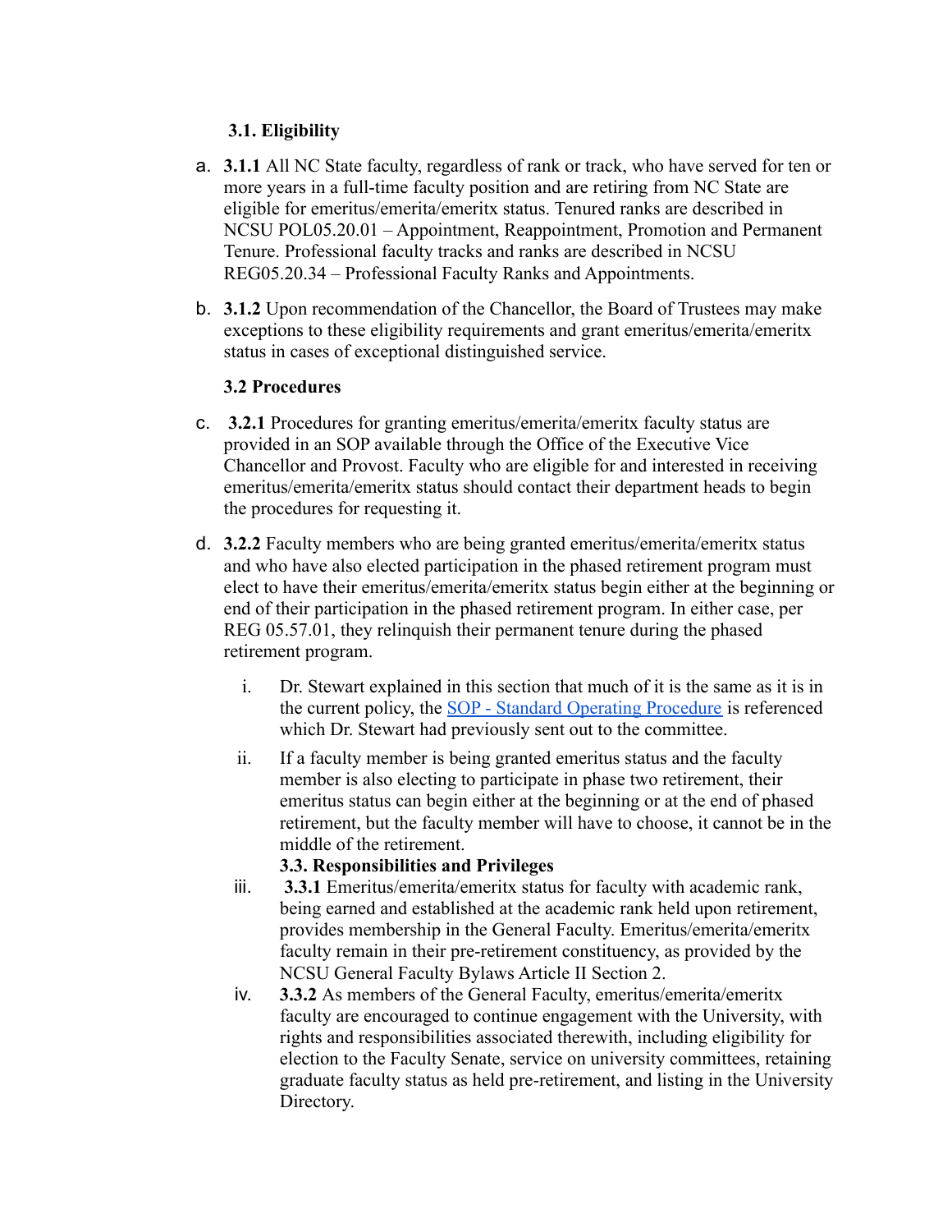**3.1. Eligibility**

a. **3.1.1** All NC State faculty, regardless of rank or track, who have served for ten or more years in a full-time faculty position and are retiring from NC State are eligible for emeritus/emerita/emeritx status. Tenured ranks are described in NCSU POL05.20.01 – Appointment, Reappointment, Promotion and Permanent Tenure. Professional faculty tracks and ranks are described in NCSU REG05.20.34 – Professional Faculty Ranks and Appointments.

b. **3.1.2** Upon recommendation of the Chancellor, the Board of Trustees may make exceptions to these eligibility requirements and grant emeritus/emerita/emeritx status in cases of exceptional distinguished service.

**3.2 Procedures**

c. **3.2.1** Procedures for granting emeritus/emerita/emeritx faculty status are provided in an SOP available through the Office of the Executive Vice Chancellor and Provost. Faculty who are eligible for and interested in receiving emeritus/emerita/emeritx status should contact their department heads to begin the procedures for requesting it.

d. **3.2.2** Faculty members who are being granted emeritus/emerita/emeritx status and who have also elected participation in the phased retirement program must elect to have their emeritus/emerita/emeritx status begin either at the beginning or end of their participation in the phased retirement program. In either case, per REG 05.57.01, they relinquish their permanent tenure during the phased retirement program.

   i. Dr. Stewart explained in this section that much of it is the same as it is in the current policy, the [SOP - Standard Operating Procedure]() is referenced which Dr. Stewart had previously sent out to the committee.

   ii. If a faculty member is being granted emeritus status and the faculty member is also electing to participate in phase two retirement, their emeritus status can begin either at the beginning or at the end of phased retirement, but the faculty member will have to choose, it cannot be in the middle of the retirement.

   **3.3. Responsibilities and Privileges**

   iii. **3.3.1** Emeritus/emerita/emeritx status for faculty with academic rank, being earned and established at the academic rank held upon retirement, provides membership in the General Faculty. Emeritus/emerita/emeritx faculty remain in their pre-retirement constituency, as provided by the NCSU General Faculty Bylaws Article II Section 2.

   iv. **3.3.2** As members of the General Faculty, emeritus/emerita/emeritx faculty are encouraged to continue engagement with the University, with rights and responsibilities associated therewith, including eligibility for election to the Faculty Senate, service on university committees, retaining graduate faculty status as held pre-retirement, and listing in the University Directory.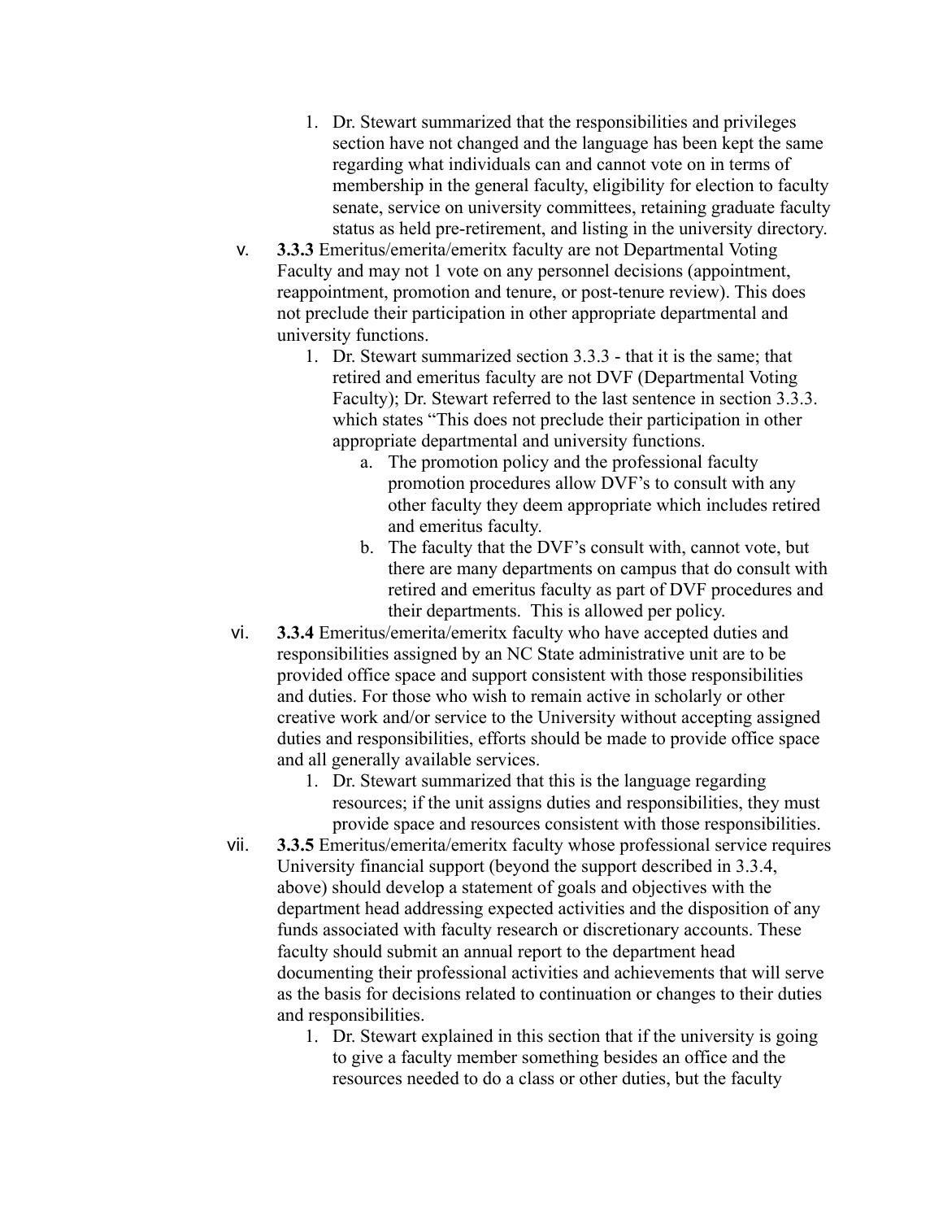1. Dr. Stewart summarized that the responsibilities and privileges section have not changed and the language has been kept the same regarding what individuals can and cannot vote on in terms of membership in the general faculty, eligibility for election to faculty senate, service on university committees, retaining graduate faculty status as held pre-retirement, and listing in the university directory.

v. **3.3.3** Emeritus/emerita/emeritx faculty are not Departmental Voting Faculty and may not 1 vote on any personnel decisions (appointment, reappointment, promotion and tenure, or post-tenure review). This does not preclude their participation in other appropriate departmental and university functions.

   1. Dr. Stewart summarized section 3.3.3 - that it is the same; that retired and emeritus faculty are not DVF (Departmental Voting Faculty); Dr. Stewart referred to the last sentence in section 3.3.3. which states "This does not preclude their participation in other appropriate departmental and university functions.
      a. The promotion policy and the professional faculty promotion procedures allow DVF's to consult with any other faculty they deem appropriate which includes retired and emeritus faculty.
      b. The faculty that the DVF's consult with, cannot vote, but there are many departments on campus that do consult with retired and emeritus faculty as part of DVF procedures and their departments. This is allowed per policy.

vi. **3.3.4** Emeritus/emerita/emeritx faculty who have accepted duties and responsibilities assigned by an NC State administrative unit are to be provided office space and support consistent with those responsibilities and duties. For those who wish to remain active in scholarly or other creative work and/or service to the University without accepting assigned duties and responsibilities, efforts should be made to provide office space and all generally available services.

   1. Dr. Stewart summarized that this is the language regarding resources; if the unit assigns duties and responsibilities, they must provide space and resources consistent with those responsibilities.

vii. **3.3.5** Emeritus/emerita/emeritx faculty whose professional service requires University financial support (beyond the support described in 3.3.4, above) should develop a statement of goals and objectives with the department head addressing expected activities and the disposition of any funds associated with faculty research or discretionary accounts. These faculty should submit an annual report to the department head documenting their professional activities and achievements that will serve as the basis for decisions related to continuation or changes to their duties and responsibilities.

   1. Dr. Stewart explained in this section that if the university is going to give a faculty member something besides an office and the resources needed to do a class or other duties, but the faculty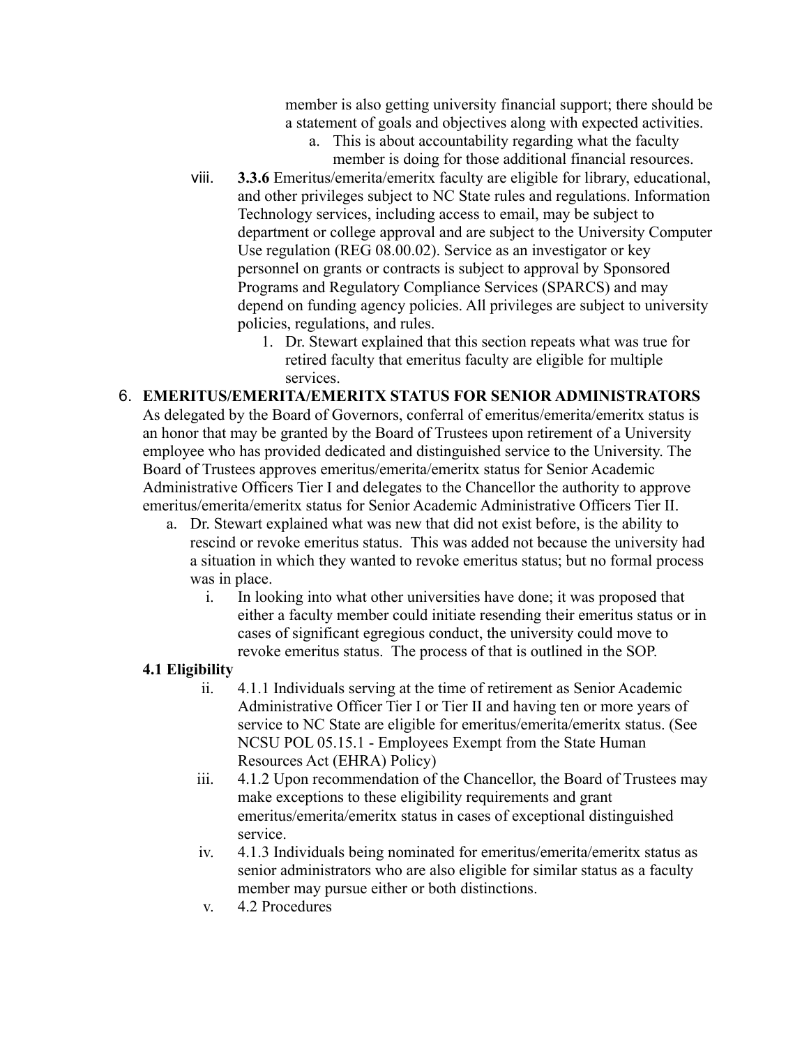member is also getting university financial support; there should be a statement of goals and objectives along with expected activities.

   a. This is about accountability regarding what the faculty member is doing for those additional financial resources.

viii. **3.3.6** Emeritus/emerita/emeritx faculty are eligible for library, educational, and other privileges subject to NC State rules and regulations. Information Technology services, including access to email, may be subject to department or college approval and are subject to the University Computer Use regulation (REG 08.00.02). Service as an investigator or key personnel on grants or contracts is subject to approval by Sponsored Programs and Regulatory Compliance Services (SPARCS) and may depend on funding agency policies. All privileges are subject to university policies, regulations, and rules.

   1. Dr. Stewart explained that this section repeats what was true for retired faculty that emeritus faculty are eligible for multiple services.

6. **EMERITUS/EMERITA/EMERITX STATUS FOR SENIOR ADMINISTRATORS**
As delegated by the Board of Governors, conferral of emeritus/emerita/emeritx status is an honor that may be granted by the Board of Trustees upon retirement of a University employee who has provided dedicated and distinguished service to the University. The Board of Trustees approves emeritus/emerita/emeritx status for Senior Academic Administrative Officers Tier I and delegates to the Chancellor the authority to approve emeritus/emerita/emeritx status for Senior Academic Administrative Officers Tier II.

   a. Dr. Stewart explained what was new that did not exist before, is the ability to rescind or revoke emeritus status. This was added not because the university had a situation in which they wanted to revoke emeritus status; but no formal process was in place.

      i. In looking into what other universities have done; it was proposed that either a faculty member could initiate resending their emeritus status or in cases of significant egregious conduct, the university could move to revoke emeritus status. The process of that is outlined in the SOP.

**4.1 Eligibility**

ii. 4.1.1 Individuals serving at the time of retirement as Senior Academic Administrative Officer Tier I or Tier II and having ten or more years of service to NC State are eligible for emeritus/emerita/emeritx status. (See NCSU POL 05.15.1 - Employees Exempt from the State Human Resources Act (EHRA) Policy)

iii. 4.1.2 Upon recommendation of the Chancellor, the Board of Trustees may make exceptions to these eligibility requirements and grant emeritus/emerita/emeritx status in cases of exceptional distinguished service.

iv. 4.1.3 Individuals being nominated for emeritus/emerita/emeritx status as senior administrators who are also eligible for similar status as a faculty member may pursue either or both distinctions.

v. 4.2 Procedures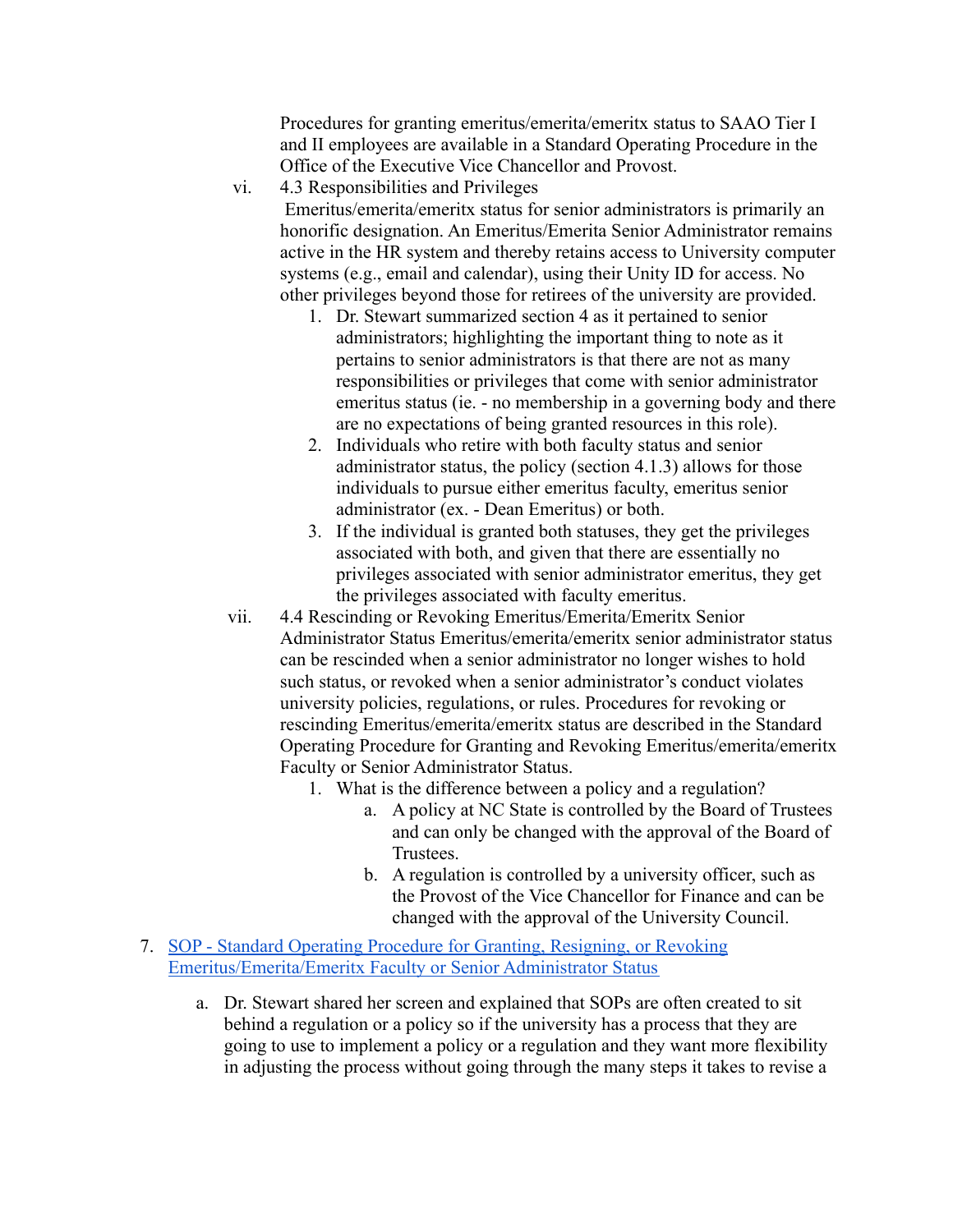Procedures for granting emeritus/emerita/emeritx status to SAAO Tier I and II employees are available in a Standard Operating Procedure in the Office of the Executive Vice Chancellor and Provost.

vi. 4.3 Responsibilities and Privileges
 Emeritus/emerita/emeritx status for senior administrators is primarily an honorific designation. An Emeritus/Emerita Senior Administrator remains active in the HR system and thereby retains access to University computer systems (e.g., email and calendar), using their Unity ID for access. No other privileges beyond those for retirees of the university are provided.
    1. Dr. Stewart summarized section 4 as it pertained to senior administrators; highlighting the important thing to note as it pertains to senior administrators is that there are not as many responsibilities or privileges that come with senior administrator emeritus status (ie. - no membership in a governing body and there are no expectations of being granted resources in this role).
    2. Individuals who retire with both faculty status and senior administrator status, the policy (section 4.1.3) allows for those individuals to pursue either emeritus faculty, emeritus senior administrator (ex. - Dean Emeritus) or both.
    3. If the individual is granted both statuses, they get the privileges associated with both, and given that there are essentially no privileges associated with senior administrator emeritus, they get the privileges associated with faculty emeritus.

vii. 4.4 Rescinding or Revoking Emeritus/Emerita/Emeritx Senior Administrator Status Emeritus/emerita/emeritx senior administrator status can be rescinded when a senior administrator no longer wishes to hold such status, or revoked when a senior administrator's conduct violates university policies, regulations, or rules. Procedures for revoking or rescinding Emeritus/emerita/emeritx status are described in the Standard Operating Procedure for Granting and Revoking Emeritus/emerita/emeritx Faculty or Senior Administrator Status.
    1. What is the difference between a policy and a regulation?
        a. A policy at NC State is controlled by the Board of Trustees and can only be changed with the approval of the Board of Trustees.
        b. A regulation is controlled by a university officer, such as the Provost of the Vice Chancellor for Finance and can be changed with the approval of the University Council.

7. SOP - Standard Operating Procedure for Granting, Resigning, or Revoking Emeritus/Emerita/Emeritx Faculty or Senior Administrator Status

    a. Dr. Stewart shared her screen and explained that SOPs are often created to sit behind a regulation or a policy so if the university has a process that they are going to use to implement a policy or a regulation and they want more flexibility in adjusting the process without going through the many steps it takes to revise a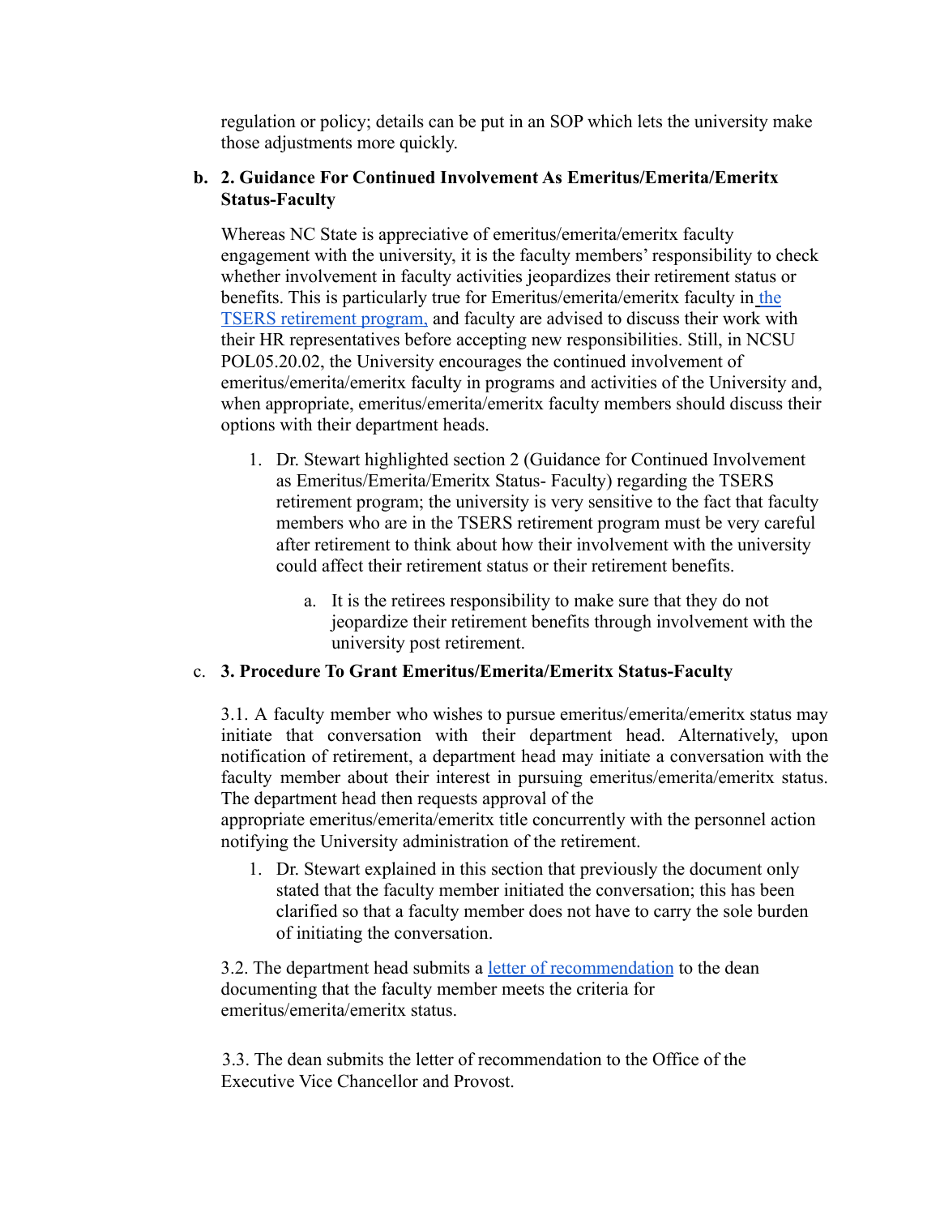regulation or policy; details can be put in an SOP which lets the university make those adjustments more quickly.

b. **2. Guidance For Continued Involvement As Emeritus/Emerita/Emeritx Status-Faculty**

Whereas NC State is appreciative of emeritus/emerita/emeritx faculty engagement with the university, it is the faculty members' responsibility to check whether involvement in faculty activities jeopardizes their retirement status or benefits. This is particularly true for Emeritus/emerita/emeritx faculty in the TSERS retirement program, and faculty are advised to discuss their work with their HR representatives before accepting new responsibilities. Still, in NCSU POL05.20.02, the University encourages the continued involvement of emeritus/emerita/emeritx faculty in programs and activities of the University and, when appropriate, emeritus/emerita/emeritx faculty members should discuss their options with their department heads.

1. Dr. Stewart highlighted section 2 (Guidance for Continued Involvement as Emeritus/Emerita/Emeritx Status- Faculty) regarding the TSERS retirement program; the university is very sensitive to the fact that faculty members who are in the TSERS retirement program must be very careful after retirement to think about how their involvement with the university could affect their retirement status or their retirement benefits.
    a. It is the retirees responsibility to make sure that they do not jeopardize their retirement benefits through involvement with the university post retirement.

c. **3. Procedure To Grant Emeritus/Emerita/Emeritx Status-Faculty**

3.1. A faculty member who wishes to pursue emeritus/emerita/emeritx status may initiate that conversation with their department head. Alternatively, upon notification of retirement, a department head may initiate a conversation with the faculty member about their interest in pursuing emeritus/emerita/emeritx status. The department head then requests approval of the appropriate emeritus/emerita/emeritx title concurrently with the personnel action notifying the University administration of the retirement.

1. Dr. Stewart explained in this section that previously the document only stated that the faculty member initiated the conversation; this has been clarified so that a faculty member does not have to carry the sole burden of initiating the conversation.

3.2. The department head submits a letter of recommendation to the dean documenting that the faculty member meets the criteria for emeritus/emerita/emeritx status.

3.3. The dean submits the letter of recommendation to the Office of the Executive Vice Chancellor and Provost.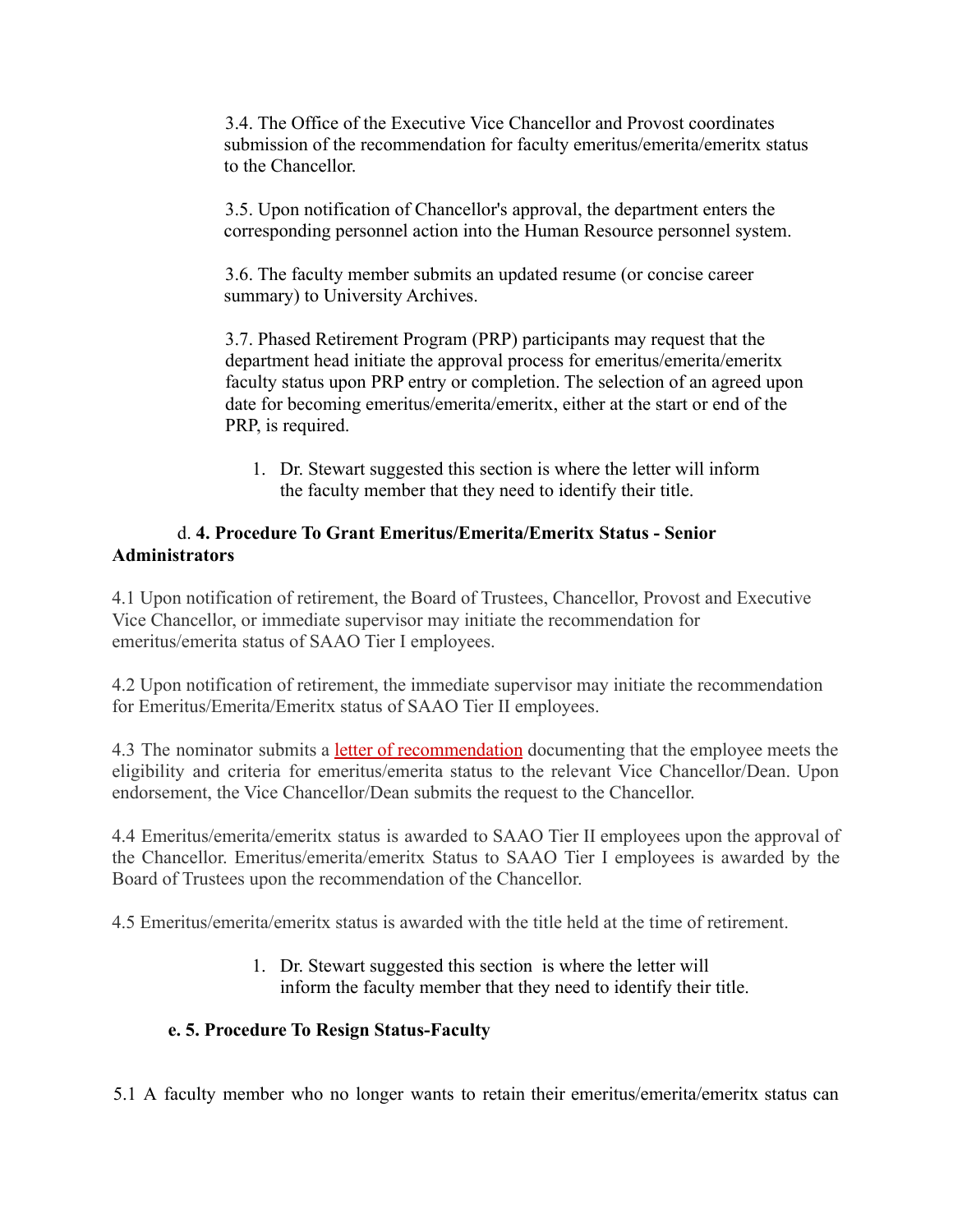3.4. The Office of the Executive Vice Chancellor and Provost coordinates submission of the recommendation for faculty emeritus/emerita/emeritx status to the Chancellor.

3.5. Upon notification of Chancellor's approval, the department enters the corresponding personnel action into the Human Resource personnel system.

3.6. The faculty member submits an updated resume (or concise career summary) to University Archives.

3.7. Phased Retirement Program (PRP) participants may request that the department head initiate the approval process for emeritus/emerita/emeritx faculty status upon PRP entry or completion. The selection of an agreed upon date for becoming emeritus/emerita/emeritx, either at the start or end of the PRP, is required.

1. Dr. Stewart suggested this section is where the letter will inform the faculty member that they need to identify their title.

### d. **4. Procedure To Grant Emeritus/Emerita/Emeritx Status - Senior Administrators**

4.1 Upon notification of retirement, the Board of Trustees, Chancellor, Provost and Executive Vice Chancellor, or immediate supervisor may initiate the recommendation for emeritus/emerita status of SAAO Tier I employees.

4.2 Upon notification of retirement, the immediate supervisor may initiate the recommendation for Emeritus/Emerita/Emeritx status of SAAO Tier II employees.

4.3 The nominator submits a letter of recommendation documenting that the employee meets the eligibility and criteria for emeritus/emerita status to the relevant Vice Chancellor/Dean. Upon endorsement, the Vice Chancellor/Dean submits the request to the Chancellor.

4.4 Emeritus/emerita/emeritx status is awarded to SAAO Tier II employees upon the approval of the Chancellor. Emeritus/emerita/emeritx Status to SAAO Tier I employees is awarded by the Board of Trustees upon the recommendation of the Chancellor.

4.5 Emeritus/emerita/emeritx status is awarded with the title held at the time of retirement.

1. Dr. Stewart suggested this section is where the letter will inform the faculty member that they need to identify their title.

### **e. 5. Procedure To Resign Status-Faculty**

5.1 A faculty member who no longer wants to retain their emeritus/emerita/emeritx status can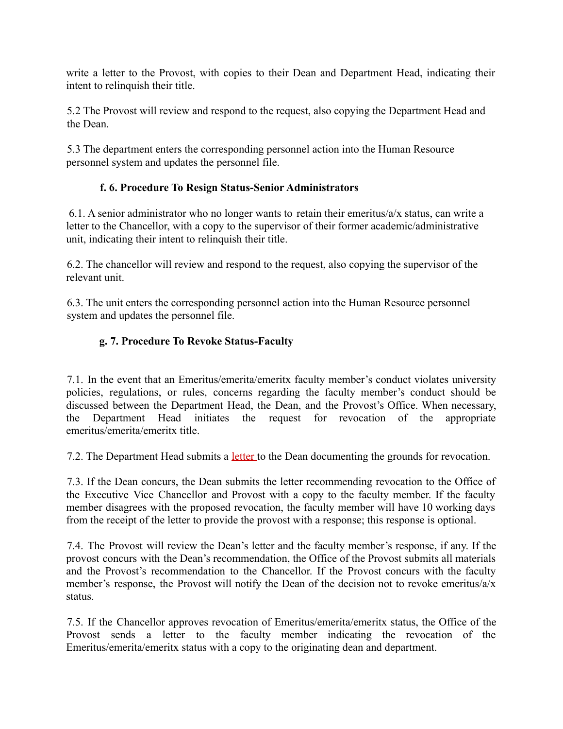write a letter to the Provost, with copies to their Dean and Department Head, indicating their intent to relinquish their title.

5.2 The Provost will review and respond to the request, also copying the Department Head and the Dean.

5.3 The department enters the corresponding personnel action into the Human Resource personnel system and updates the personnel file.

### f. 6. Procedure To Resign Status-Senior Administrators

6.1. A senior administrator who no longer wants to retain their emeritus/a/x status, can write a letter to the Chancellor, with a copy to the supervisor of their former academic/administrative unit, indicating their intent to relinquish their title.

6.2. The chancellor will review and respond to the request, also copying the supervisor of the relevant unit.

6.3. The unit enters the corresponding personnel action into the Human Resource personnel system and updates the personnel file.

### g. 7. Procedure To Revoke Status-Faculty

7.1. In the event that an Emeritus/emerita/emeritx faculty member's conduct violates university policies, regulations, or rules, concerns regarding the faculty member's conduct should be discussed between the Department Head, the Dean, and the Provost's Office. When necessary, the Department Head initiates the request for revocation of the appropriate emeritus/emerita/emeritx title.

7.2. The Department Head submits a letter to the Dean documenting the grounds for revocation.

7.3. If the Dean concurs, the Dean submits the letter recommending revocation to the Office of the Executive Vice Chancellor and Provost with a copy to the faculty member. If the faculty member disagrees with the proposed revocation, the faculty member will have 10 working days from the receipt of the letter to provide the provost with a response; this response is optional.

7.4. The Provost will review the Dean's letter and the faculty member's response, if any. If the provost concurs with the Dean's recommendation, the Office of the Provost submits all materials and the Provost's recommendation to the Chancellor. If the Provost concurs with the faculty member's response, the Provost will notify the Dean of the decision not to revoke emeritus/a/x status.

7.5. If the Chancellor approves revocation of Emeritus/emerita/emeritx status, the Office of the Provost sends a letter to the faculty member indicating the revocation of the Emeritus/emerita/emeritx status with a copy to the originating dean and department.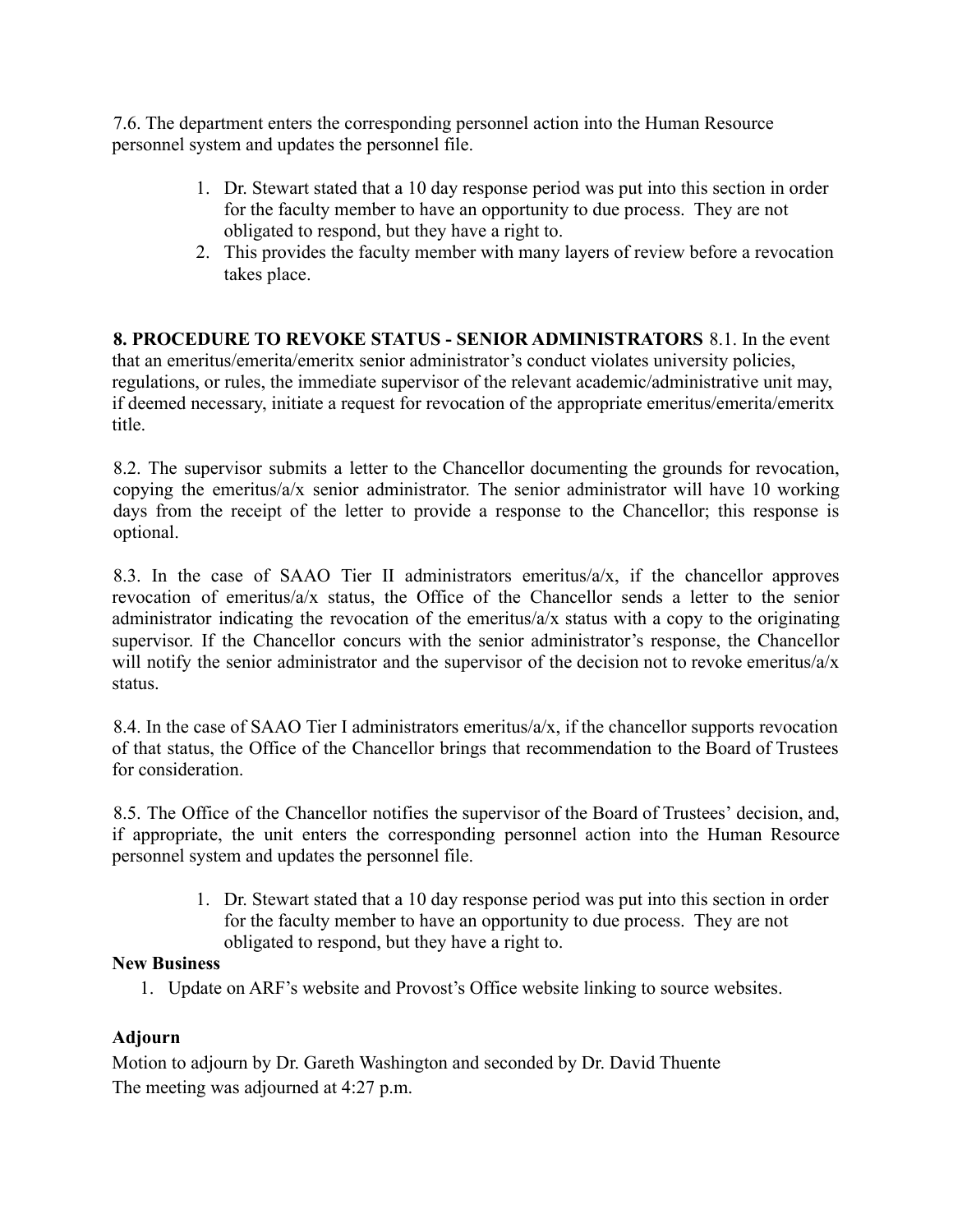7.6. The department enters the corresponding personnel action into the Human Resource personnel system and updates the personnel file.

1. Dr. Stewart stated that a 10 day response period was put into this section in order for the faculty member to have an opportunity to due process. They are not obligated to respond, but they have a right to.
2. This provides the faculty member with many layers of review before a revocation takes place.

**8. PROCEDURE TO REVOKE STATUS - SENIOR ADMINISTRATORS** 8.1. In the event that an emeritus/emerita/emeritx senior administrator's conduct violates university policies, regulations, or rules, the immediate supervisor of the relevant academic/administrative unit may, if deemed necessary, initiate a request for revocation of the appropriate emeritus/emerita/emeritx title.

8.2. The supervisor submits a letter to the Chancellor documenting the grounds for revocation, copying the emeritus/a/x senior administrator. The senior administrator will have 10 working days from the receipt of the letter to provide a response to the Chancellor; this response is optional.

8.3. In the case of SAAO Tier II administrators emeritus/a/x, if the chancellor approves revocation of emeritus/a/x status, the Office of the Chancellor sends a letter to the senior administrator indicating the revocation of the emeritus/a/x status with a copy to the originating supervisor. If the Chancellor concurs with the senior administrator's response, the Chancellor will notify the senior administrator and the supervisor of the decision not to revoke emeritus/a/x status.

8.4. In the case of SAAO Tier I administrators emeritus/a/x, if the chancellor supports revocation of that status, the Office of the Chancellor brings that recommendation to the Board of Trustees for consideration.

8.5. The Office of the Chancellor notifies the supervisor of the Board of Trustees' decision, and, if appropriate, the unit enters the corresponding personnel action into the Human Resource personnel system and updates the personnel file.

1. Dr. Stewart stated that a 10 day response period was put into this section in order for the faculty member to have an opportunity to due process. They are not obligated to respond, but they have a right to.

**New Business**

1. Update on ARF's website and Provost's Office website linking to source websites.

**Adjourn**

Motion to adjourn by Dr. Gareth Washington and seconded by Dr. David Thuente
The meeting was adjourned at 4:27 p.m.